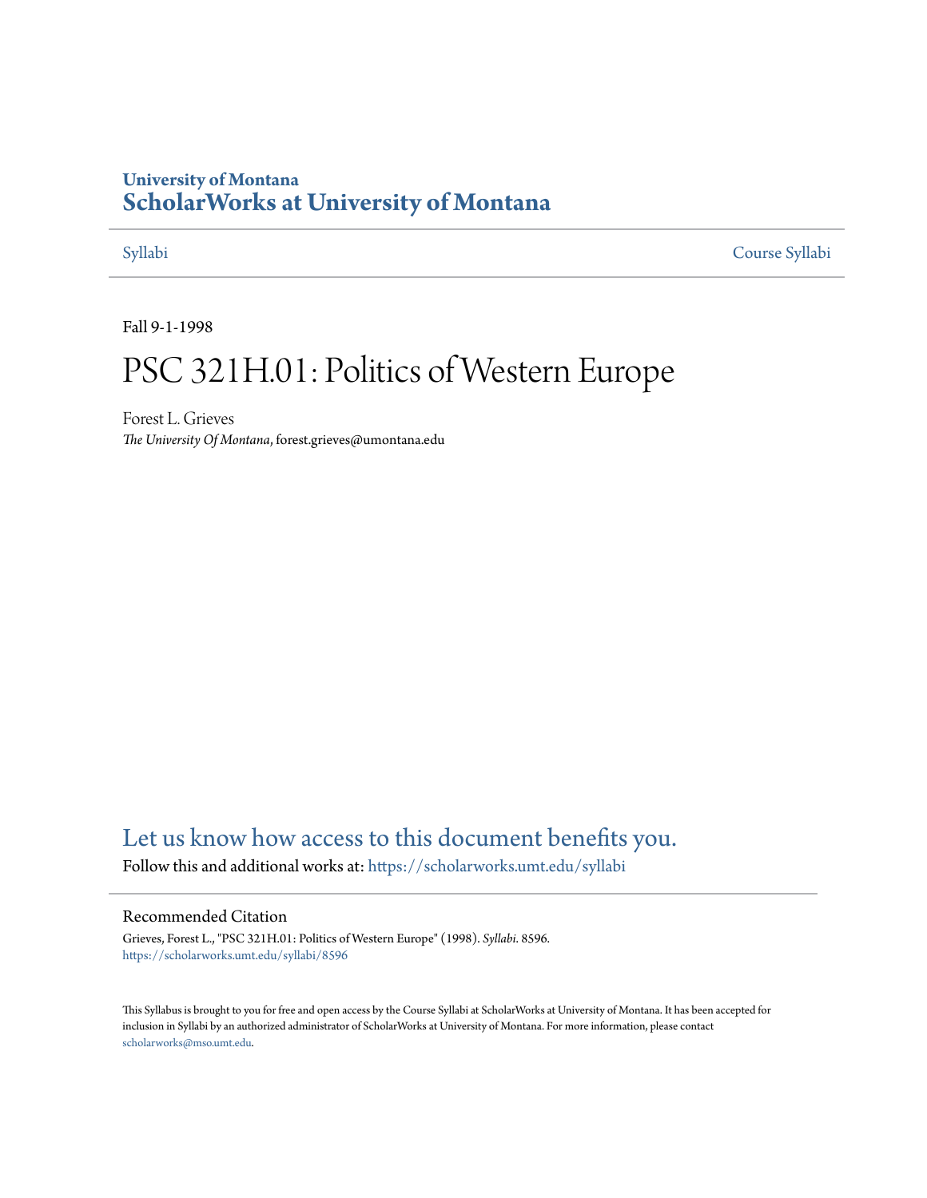University of Montana

# ScholarWorks at University of Montana

Syllabi Course Syllabi

Fall 9-1-1998

# PSC 321H.01: Politics of Western Europe

Forest L. Grieves
*The University Of Montana*, forest.grieves@umontana.edu

Let us know how access to this document benefits you.

Follow this and additional works at: https://scholarworks.umt.edu/syllabi

## Recommended Citation

Grieves, Forest L., "PSC 321H.01: Politics of Western Europe" (1998). *Syllabi*. 8596.
https://scholarworks.umt.edu/syllabi/8596

This Syllabus is brought to you for free and open access by the Course Syllabi at ScholarWorks at University of Montana. It has been accepted for inclusion in Syllabi by an authorized administrator of ScholarWorks at University of Montana. For more information, please contact scholarworks@mso.umt.edu.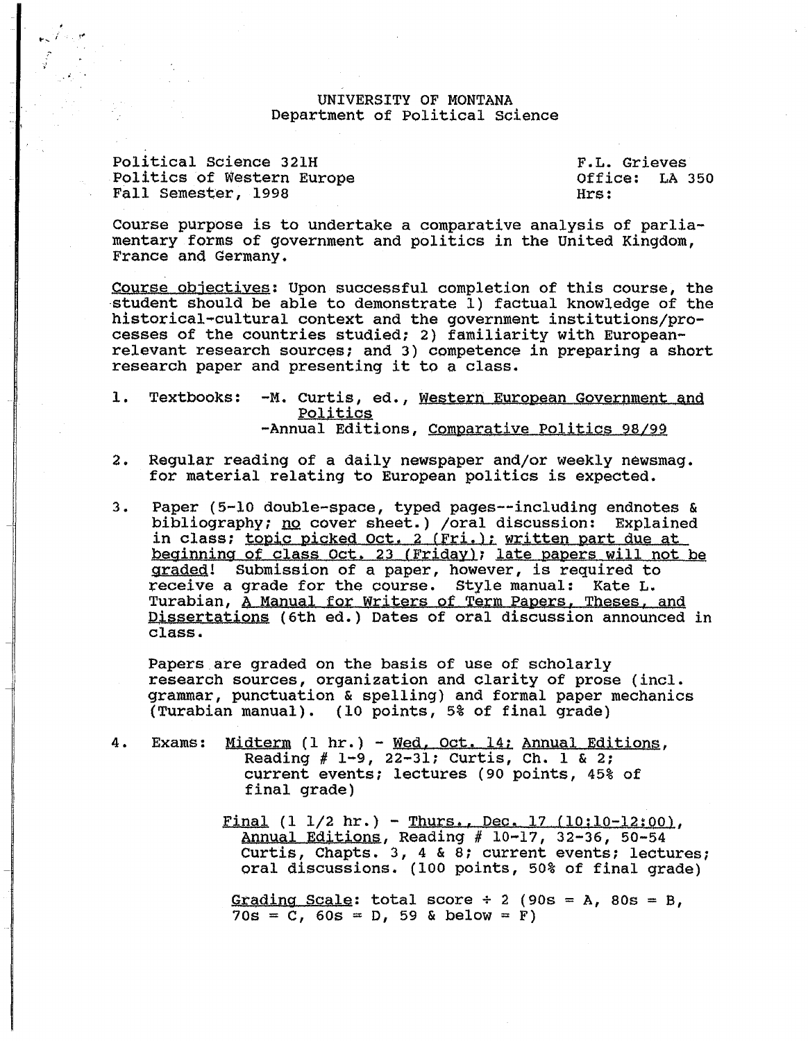UNIVERSITY OF MONTANA
Department of Political Science

Political Science 321H
Politics of Western Europe
Fall Semester, 1998

F.L. Grieves
Office: LA 350
Hrs:

Course purpose is to undertake a comparative analysis of parliamentary forms of government and politics in the United Kingdom, France and Germany.

Course objectives: Upon successful completion of this course, the student should be able to demonstrate 1) factual knowledge of the historical-cultural context and the government institutions/processes of the countries studied; 2) familiarity with European-relevant research sources; and 3) competence in preparing a short research paper and presenting it to a class.

1. Textbooks: -M. Curtis, ed., Western European Government and Politics
   -Annual Editions, Comparative Politics 98/99

2. Regular reading of a daily newspaper and/or weekly newsmag. for material relating to European politics is expected.

3. Paper (5-10 double-space, typed pages--including endnotes & bibliography; no cover sheet.) /oral discussion: Explained in class; topic picked Oct. 2 (Fri.); written part due at beginning of class Oct. 23 (Friday); late papers will not be graded! Submission of a paper, however, is required to receive a grade for the course. Style manual: Kate L. Turabian, A Manual for Writers of Term Papers, Theses, and Dissertations (6th ed.) Dates of oral discussion announced in class.

   Papers are graded on the basis of use of scholarly research sources, organization and clarity of prose (incl. grammar, punctuation & spelling) and formal paper mechanics (Turabian manual). (10 points, 5% of final grade)

4. Exams: Midterm (1 hr.) - Wed, Oct. 14; Annual Editions, Reading # 1-9, 22-31; Curtis, Ch. 1 & 2; current events; lectures (90 points, 45% of final grade)

   Final (1 1/2 hr.) - Thurs., Dec. 17 (10:10-12:00), Annual Editions, Reading # 10-17, 32-36, 50-54 Curtis, Chapts. 3, 4 & 8; current events; lectures; oral discussions. (100 points, 50% of final grade)

   Grading Scale: total score ÷ 2 (90s = A, 80s = B, 70s = C, 60s = D, 59 & below = F)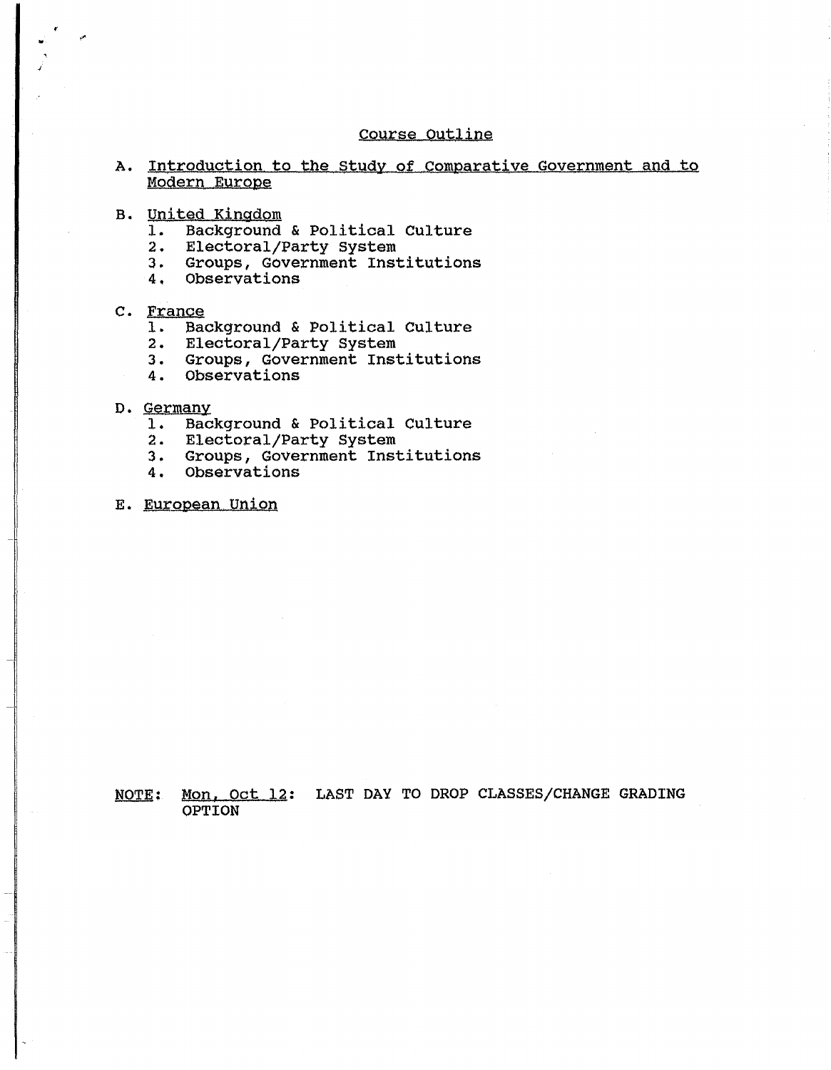## Course Outline

A. Introduction to the Study of Comparative Government and to Modern Europe

B. United Kingdom
   1. Background & Political Culture
   2. Electoral/Party System
   3. Groups, Government Institutions
   4. Observations

C. France
   1. Background & Political Culture
   2. Electoral/Party System
   3. Groups, Government Institutions
   4. Observations

D. Germany
   1. Background & Political Culture
   2. Electoral/Party System
   3. Groups, Government Institutions
   4. Observations

E. European Union

NOTE: Mon, Oct 12: LAST DAY TO DROP CLASSES/CHANGE GRADING OPTION